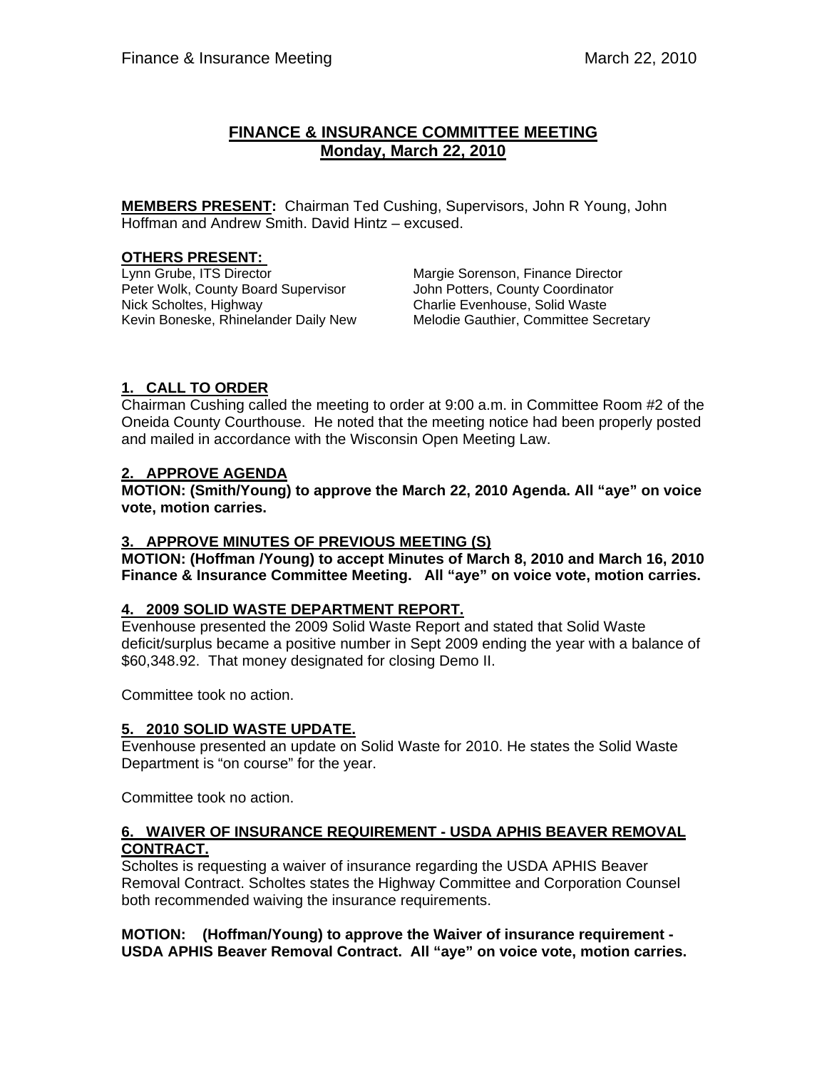# FINANCE & INSURANCE COMMITTEE MEETING
## Monday, March 22, 2010

**MEMBERS PRESENT:** Chairman Ted Cushing, Supervisors, John R Young, John Hoffman and Andrew Smith. David Hintz – excused.

**OTHERS PRESENT:**

Lynn Grube, ITS Director
Peter Wolk, County Board Supervisor
Nick Scholtes, Highway
Kevin Boneske, Rhinelander Daily New
Margie Sorenson, Finance Director
John Potters, County Coordinator
Charlie Evenhouse, Solid Waste
Melodie Gauthier, Committee Secretary

### 1. CALL TO ORDER

Chairman Cushing called the meeting to order at 9:00 a.m. in Committee Room #2 of the Oneida County Courthouse. He noted that the meeting notice had been properly posted and mailed in accordance with the Wisconsin Open Meeting Law.

### 2. APPROVE AGENDA

**MOTION: (Smith/Young) to approve the March 22, 2010 Agenda. All "aye" on voice vote, motion carries.**

### 3. APPROVE MINUTES OF PREVIOUS MEETING (S)

**MOTION: (Hoffman /Young) to accept Minutes of March 8, 2010 and March 16, 2010 Finance & Insurance Committee Meeting. All "aye" on voice vote, motion carries.**

### 4. 2009 SOLID WASTE DEPARTMENT REPORT.

Evenhouse presented the 2009 Solid Waste Report and stated that Solid Waste deficit/surplus became a positive number in Sept 2009 ending the year with a balance of $60,348.92. That money designated for closing Demo II.

Committee took no action.

### 5. 2010 SOLID WASTE UPDATE.

Evenhouse presented an update on Solid Waste for 2010. He states the Solid Waste Department is "on course" for the year.

Committee took no action.

### 6. WAIVER OF INSURANCE REQUIREMENT - USDA APHIS BEAVER REMOVAL CONTRACT.

Scholtes is requesting a waiver of insurance regarding the USDA APHIS Beaver Removal Contract. Scholtes states the Highway Committee and Corporation Counsel both recommended waiving the insurance requirements.

**MOTION: (Hoffman/Young) to approve the Waiver of insurance requirement - USDA APHIS Beaver Removal Contract. All "aye" on voice vote, motion carries.**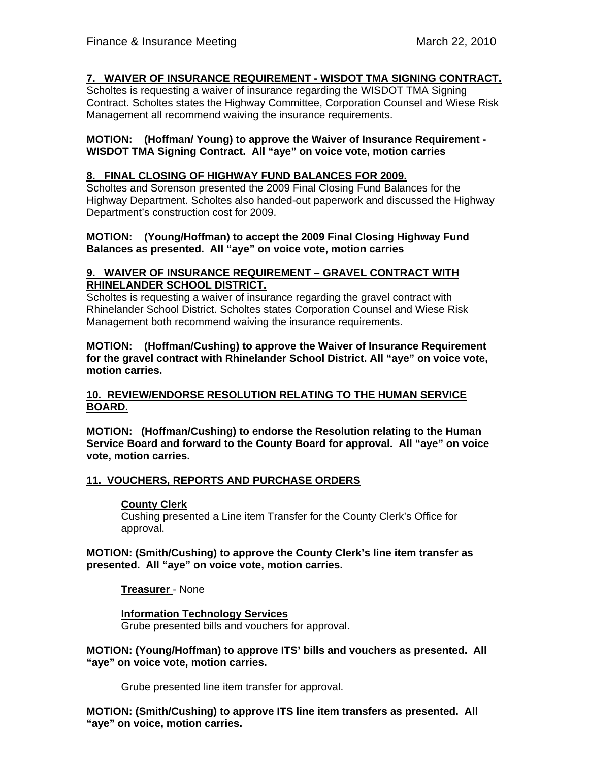**7. WAIVER OF INSURANCE REQUIREMENT - WISDOT TMA SIGNING CONTRACT.**

Scholtes is requesting a waiver of insurance regarding the WISDOT TMA Signing Contract. Scholtes states the Highway Committee, Corporation Counsel and Wiese Risk Management all recommend waiving the insurance requirements.

**MOTION: (Hoffman/ Young) to approve the Waiver of Insurance Requirement - WISDOT TMA Signing Contract. All "aye" on voice vote, motion carries**

**8. FINAL CLOSING OF HIGHWAY FUND BALANCES FOR 2009.**

Scholtes and Sorenson presented the 2009 Final Closing Fund Balances for the Highway Department. Scholtes also handed-out paperwork and discussed the Highway Department's construction cost for 2009.

**MOTION: (Young/Hoffman) to accept the 2009 Final Closing Highway Fund Balances as presented. All "aye" on voice vote, motion carries**

**9. WAIVER OF INSURANCE REQUIREMENT – GRAVEL CONTRACT WITH RHINELANDER SCHOOL DISTRICT.**

Scholtes is requesting a waiver of insurance regarding the gravel contract with Rhinelander School District. Scholtes states Corporation Counsel and Wiese Risk Management both recommend waiving the insurance requirements.

**MOTION: (Hoffman/Cushing) to approve the Waiver of Insurance Requirement for the gravel contract with Rhinelander School District. All "aye" on voice vote, motion carries.**

**10. REVIEW/ENDORSE RESOLUTION RELATING TO THE HUMAN SERVICE BOARD.**

**MOTION: (Hoffman/Cushing) to endorse the Resolution relating to the Human Service Board and forward to the County Board for approval. All "aye" on voice vote, motion carries.**

**11. VOUCHERS, REPORTS AND PURCHASE ORDERS**

**County Clerk**
Cushing presented a Line item Transfer for the County Clerk's Office for approval.

**MOTION: (Smith/Cushing) to approve the County Clerk's line item transfer as presented. All "aye" on voice vote, motion carries.**

**Treasurer** - None

**Information Technology Services**
Grube presented bills and vouchers for approval.

**MOTION: (Young/Hoffman) to approve ITS' bills and vouchers as presented. All "aye" on voice vote, motion carries.**

Grube presented line item transfer for approval.

**MOTION: (Smith/Cushing) to approve ITS line item transfers as presented. All "aye" on voice, motion carries.**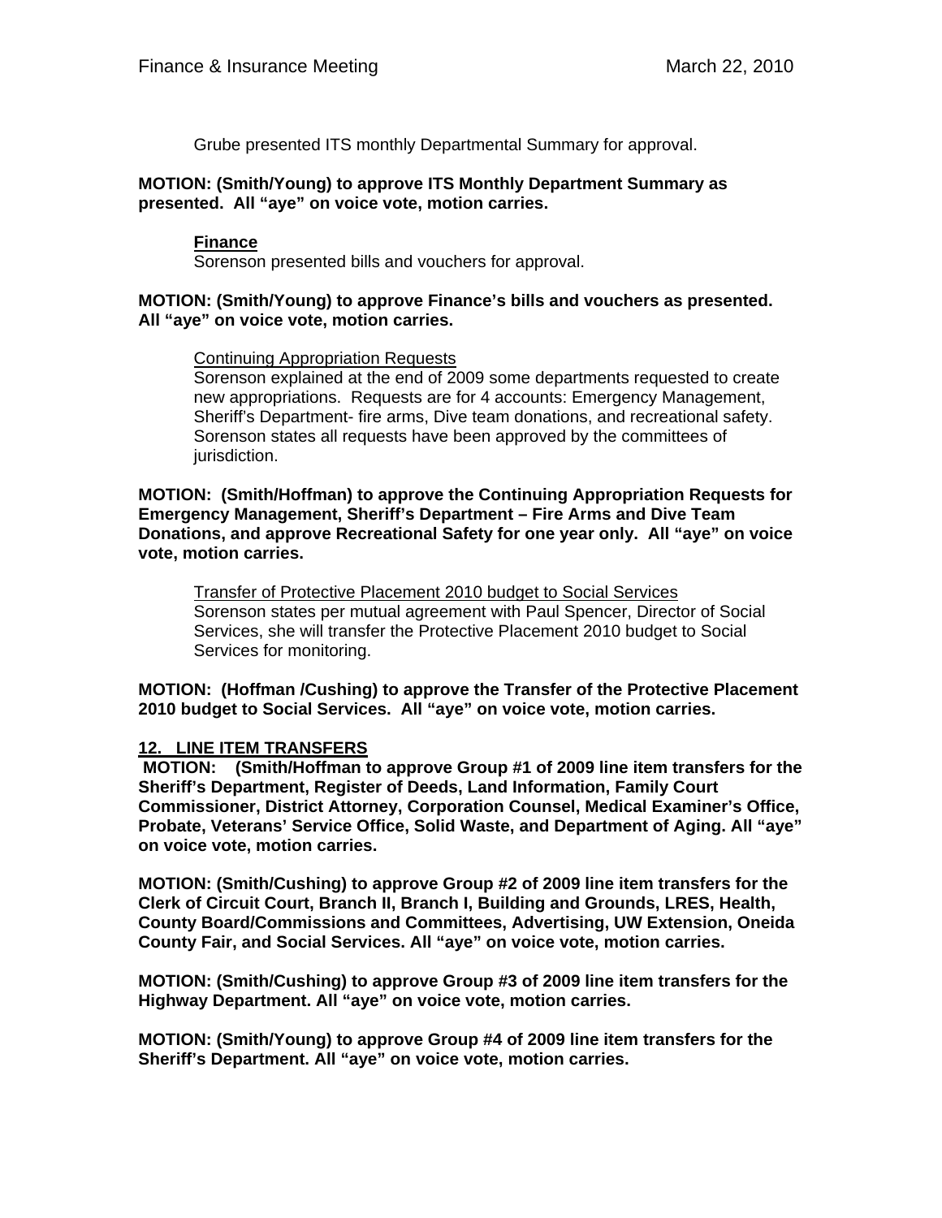Grube presented ITS monthly Departmental Summary for approval.

**MOTION: (Smith/Young) to approve ITS Monthly Department Summary as presented. All "aye" on voice vote, motion carries.**

**Finance**

Sorenson presented bills and vouchers for approval.

**MOTION: (Smith/Young) to approve Finance's bills and vouchers as presented. All "aye" on voice vote, motion carries.**

Continuing Appropriation Requests

Sorenson explained at the end of 2009 some departments requested to create new appropriations. Requests are for 4 accounts: Emergency Management, Sheriff's Department- fire arms, Dive team donations, and recreational safety. Sorenson states all requests have been approved by the committees of jurisdiction.

**MOTION: (Smith/Hoffman) to approve the Continuing Appropriation Requests for Emergency Management, Sheriff's Department – Fire Arms and Dive Team Donations, and approve Recreational Safety for one year only. All "aye" on voice vote, motion carries.**

Transfer of Protective Placement 2010 budget to Social Services

Sorenson states per mutual agreement with Paul Spencer, Director of Social Services, she will transfer the Protective Placement 2010 budget to Social Services for monitoring.

**MOTION: (Hoffman /Cushing) to approve the Transfer of the Protective Placement 2010 budget to Social Services. All "aye" on voice vote, motion carries.**

## 12. LINE ITEM TRANSFERS

**MOTION: (Smith/Hoffman to approve Group #1 of 2009 line item transfers for the Sheriff's Department, Register of Deeds, Land Information, Family Court Commissioner, District Attorney, Corporation Counsel, Medical Examiner's Office, Probate, Veterans' Service Office, Solid Waste, and Department of Aging. All "aye" on voice vote, motion carries.**

**MOTION: (Smith/Cushing) to approve Group #2 of 2009 line item transfers for the Clerk of Circuit Court, Branch II, Branch I, Building and Grounds, LRES, Health, County Board/Commissions and Committees, Advertising, UW Extension, Oneida County Fair, and Social Services. All "aye" on voice vote, motion carries.**

**MOTION: (Smith/Cushing) to approve Group #3 of 2009 line item transfers for the Highway Department. All "aye" on voice vote, motion carries.**

**MOTION: (Smith/Young) to approve Group #4 of 2009 line item transfers for the Sheriff's Department. All "aye" on voice vote, motion carries.**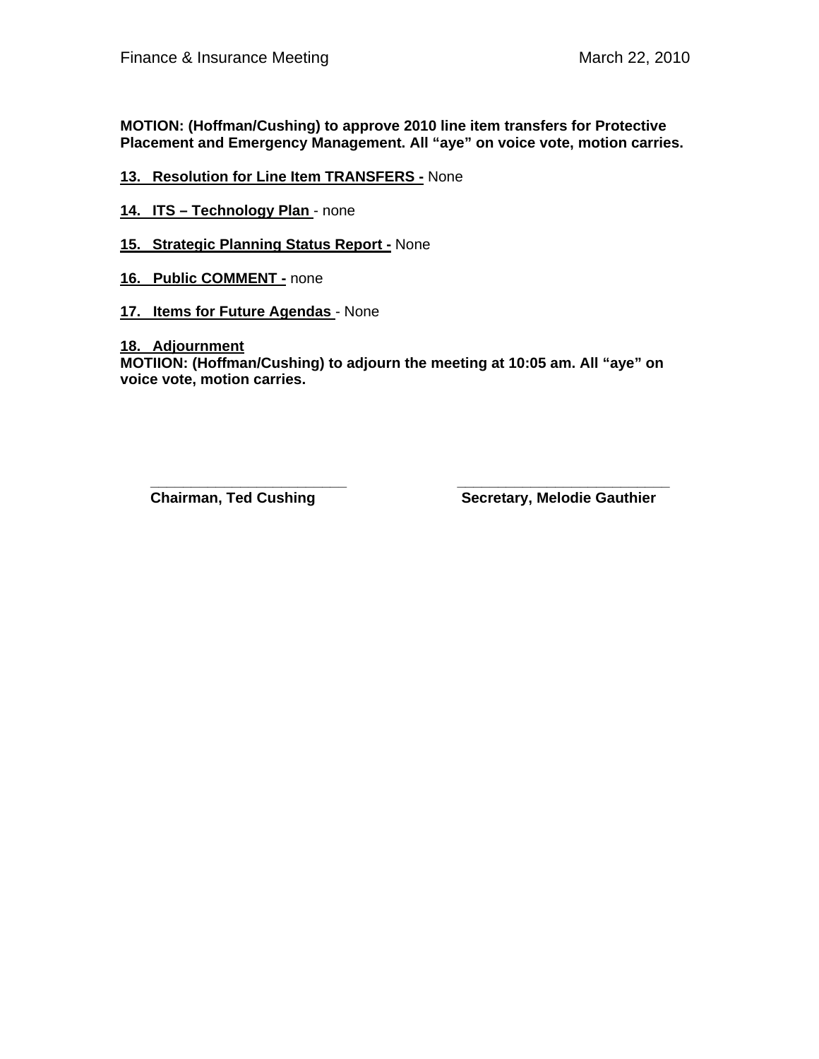**MOTION: (Hoffman/Cushing) to approve 2010 line item transfers for Protective Placement and Emergency Management. All "aye" on voice vote, motion carries.**

**13. Resolution for Line Item TRANSFERS -** None

**14. ITS – Technology Plan** - none

**15. Strategic Planning Status Report -** None

**16. Public COMMENT -** none

**17. Items for Future Agendas** - None

**18. Adjournment**

**MOTIION: (Hoffman/Cushing) to adjourn the meeting at 10:05 am. All "aye" on voice vote, motion carries.**

\_\_\_\_\_\_\_\_\_\_\_\_\_\_\_\_\_\_\_\_\_\_\_\_\_\_
**Chairman, Ted Cushing**

\_\_\_\_\_\_\_\_\_\_\_\_\_\_\_\_\_\_\_\_\_\_\_\_\_\_
**Secretary, Melodie Gauthier**